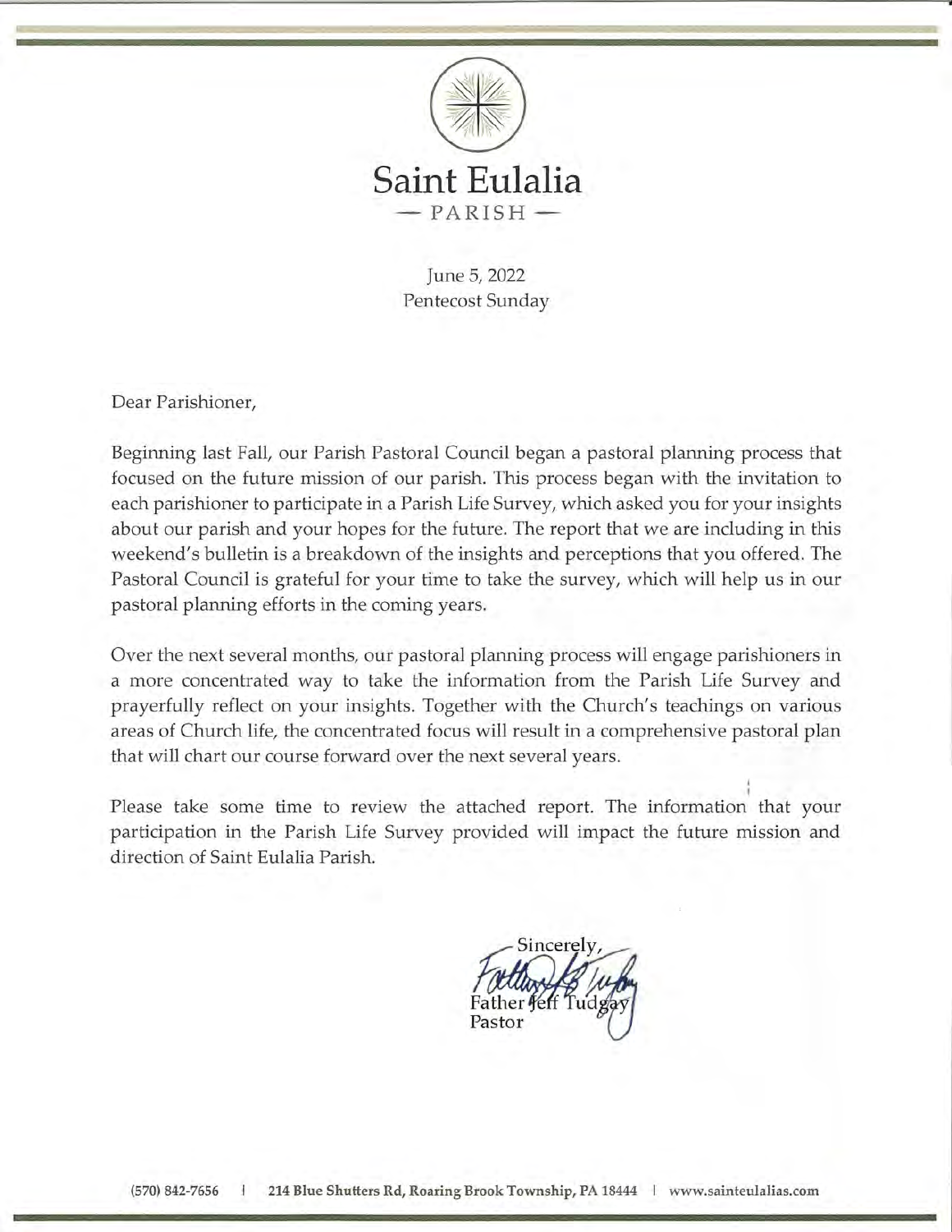# Saint Eulalia

— PARISH —

June 5, 2022
Pentecost Sunday

Dear Parishioner,

Beginning last Fall, our Parish Pastoral Council began a pastoral planning process that focused on the future mission of our parish. This process began with the invitation to each parishioner to participate in a Parish Life Survey, which asked you for your insights about our parish and your hopes for the future. The report that we are including in this weekend's bulletin is a breakdown of the insights and perceptions that you offered. The Pastoral Council is grateful for your time to take the survey, which will help us in our pastoral planning efforts in the coming years.

Over the next several months, our pastoral planning process will engage parishioners in a more concentrated way to take the information from the Parish Life Survey and prayerfully reflect on your insights. Together with the Church's teachings on various areas of Church life, the concentrated focus will result in a comprehensive pastoral plan that will chart our course forward over the next several years.

Please take some time to review the attached report. The information that your participation in the Parish Life Survey provided will impact the future mission and direction of Saint Eulalia Parish.

Sincerely,

Father Jeff Tudgay
Pastor

(570) 842-7656 | 214 Blue Shutters Rd, Roaring Brook Township, PA 18444 | www.sainteulalias.com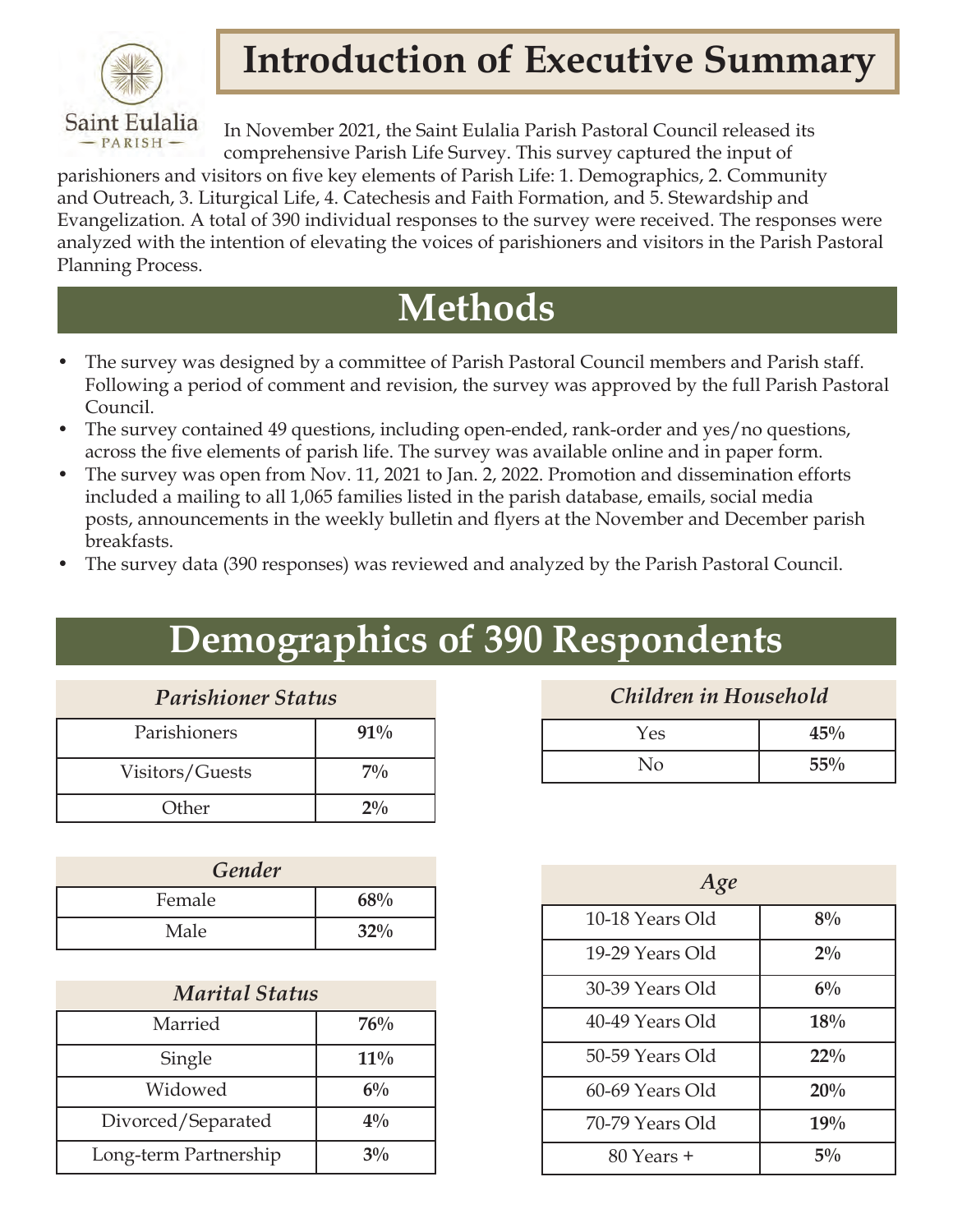# Introduction of Executive Summary

Saint Eulalia PARISH

In November 2021, the Saint Eulalia Parish Pastoral Council released its comprehensive Parish Life Survey. This survey captured the input of parishioners and visitors on five key elements of Parish Life: 1. Demographics, 2. Community and Outreach, 3. Liturgical Life, 4. Catechesis and Faith Formation, and 5. Stewardship and Evangelization. A total of 390 individual responses to the survey were received. The responses were analyzed with the intention of elevating the voices of parishioners and visitors in the Parish Pastoral Planning Process.

# Methods

- The survey was designed by a committee of Parish Pastoral Council members and Parish staff. Following a period of comment and revision, the survey was approved by the full Parish Pastoral Council.
- The survey contained 49 questions, including open-ended, rank-order and yes/no questions, across the five elements of parish life. The survey was available online and in paper form.
- The survey was open from Nov. 11, 2021 to Jan. 2, 2022. Promotion and dissemination efforts included a mailing to all 1,065 families listed in the parish database, emails, social media posts, announcements in the weekly bulletin and flyers at the November and December parish breakfasts.
- The survey data (390 responses) was reviewed and analyzed by the Parish Pastoral Council.

# Demographics of 390 Respondents

| *Parishioner Status* | |
|---|---|
| Parishioners | **91%** |
| Visitors/Guests | **7%** |
| Other | **2%** |

| *Gender* | |
|---|---|
| Female | **68%** |
| Male | **32%** |

| *Marital Status* | |
|---|---|
| Married | **76%** |
| Single | **11%** |
| Widowed | **6%** |
| Divorced/Separated | **4%** |
| Long-term Partnership | **3%** |

| *Children in Household* | |
|---|---|
| Yes | **45%** |
| No | **55%** |

| *Age* | |
|---|---|
| 10-18 Years Old | **8%** |
| 19-29 Years Old | **2%** |
| 30-39 Years Old | **6%** |
| 40-49 Years Old | **18%** |
| 50-59 Years Old | **22%** |
| 60-69 Years Old | **20%** |
| 70-79 Years Old | **19%** |
| 80 Years + | **5%** |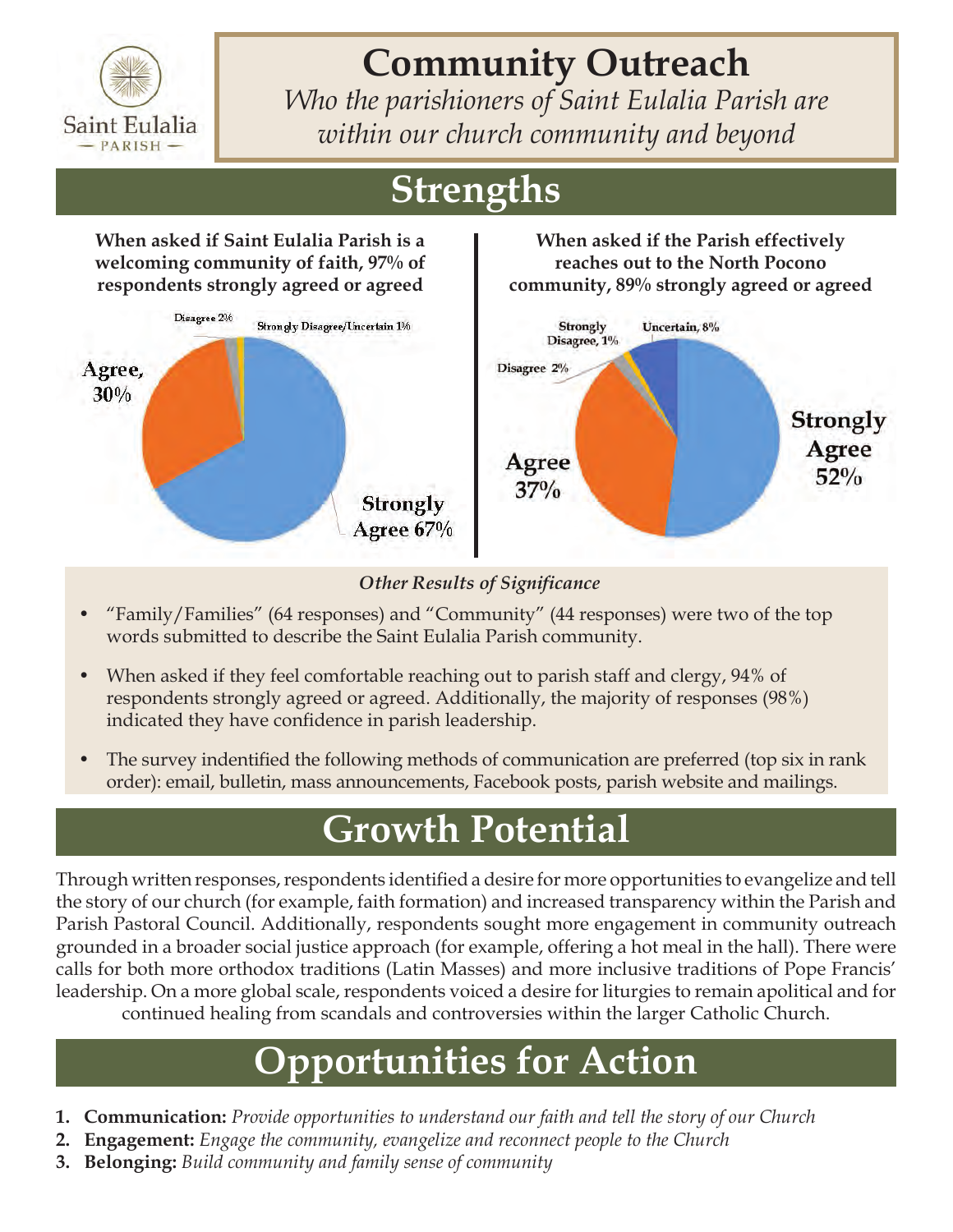# Community Outreach

*Who the parishioners of Saint Eulalia Parish are within our church community and beyond*

## Strengths

**When asked if Saint Eulalia Parish is a welcoming community of faith, 97% of respondents strongly agreed or agreed**

Strongly Agree 67%
Agree, 30%
Disagree 2%
Strongly Disagree/Uncertain 1%

**When asked if the Parish effectively reaches out to the North Pocono community, 89% strongly agreed or agreed**

Strongly Agree 52%
Agree 37%
Disagree 2%
Strongly Disagree, 1%
Uncertain, 8%

*Other Results of Significance*

- "Family/Families" (64 responses) and "Community" (44 responses) were two of the top words submitted to describe the Saint Eulalia Parish community.
- When asked if they feel comfortable reaching out to parish staff and clergy, 94% of respondents strongly agreed or agreed. Additionally, the majority of responses (98%) indicated they have confidence in parish leadership.
- The survey indentified the following methods of communication are preferred (top six in rank order): email, bulletin, mass announcements, Facebook posts, parish website and mailings.

## Growth Potential

Through written responses, respondents identified a desire for more opportunities to evangelize and tell the story of our church (for example, faith formation) and increased transparency within the Parish and Parish Pastoral Council. Additionally, respondents sought more engagement in community outreach grounded in a broader social justice approach (for example, offering a hot meal in the hall). There were calls for both more orthodox traditions (Latin Masses) and more inclusive traditions of Pope Francis' leadership. On a more global scale, respondents voiced a desire for liturgies to remain apolitical and for continued healing from scandals and controversies within the larger Catholic Church.

## Opportunities for Action

1. **Communication:** *Provide opportunities to understand our faith and tell the story of our Church*
2. **Engagement:** *Engage the community, evangelize and reconnect people to the Church*
3. **Belonging:** *Build community and family sense of community*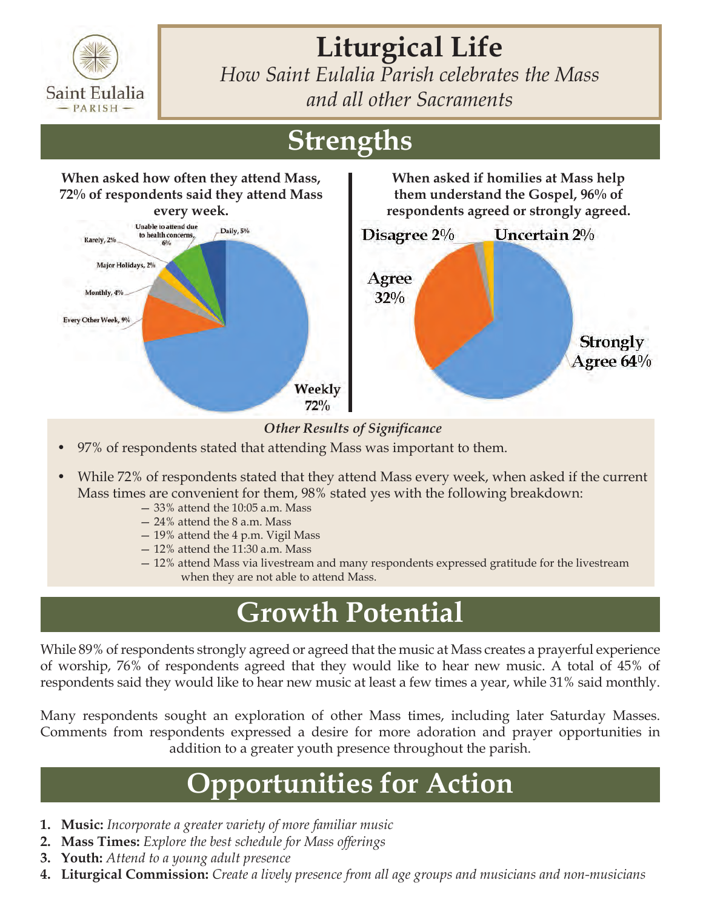# Liturgical Life

*How Saint Eulalia Parish celebrates the Mass and all other Sacraments*

## Strengths

**When asked how often they attend Mass, 72% of respondents said they attend Mass every week.**

Weekly 72%
Every Other Week, 9%
Monthly, 4%
Major Holidays, 2%
Rarely, 2%
Unable to attend due to health concerns, 6%
Daily, 5%

**When asked if homilies at Mass help them understand the Gospel, 96% of respondents agreed or strongly agreed.**

Strongly Agree 64%
Agree 32%
Disagree 2%
Uncertain 2%

*Other Results of Significance*

- 97% of respondents stated that attending Mass was important to them.
- While 72% of respondents stated that they attend Mass every week, when asked if the current Mass times are convenient for them, 98% stated yes with the following breakdown:
  - 33% attend the 10:05 a.m. Mass
  - 24% attend the 8 a.m. Mass
  - 19% attend the 4 p.m. Vigil Mass
  - 12% attend the 11:30 a.m. Mass
  - 12% attend Mass via livestream and many respondents expressed gratitude for the livestream when they are not able to attend Mass.

## Growth Potential

While 89% of respondents strongly agreed or agreed that the music at Mass creates a prayerful experience of worship, 76% of respondents agreed that they would like to hear new music. A total of 45% of respondents said they would like to hear new music at least a few times a year, while 31% said monthly.

Many respondents sought an exploration of other Mass times, including later Saturday Masses. Comments from respondents expressed a desire for more adoration and prayer opportunities in addition to a greater youth presence throughout the parish.

## Opportunities for Action

1. **Music:** *Incorporate a greater variety of more familiar music*
2. **Mass Times:** *Explore the best schedule for Mass offerings*
3. **Youth:** *Attend to a young adult presence*
4. **Liturgical Commission:** *Create a lively presence from all age groups and musicians and non-musicians*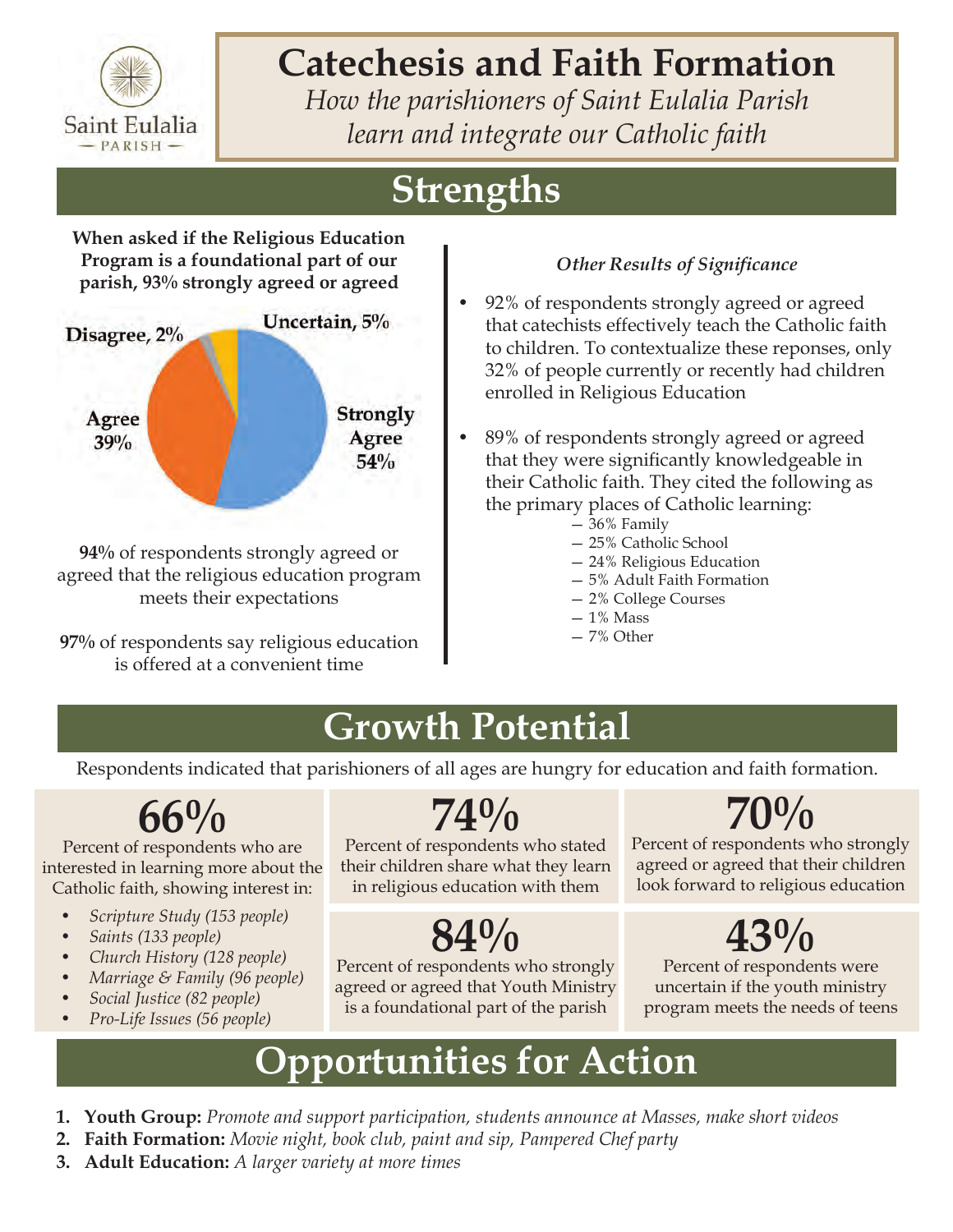Saint Eulalia
— PARISH —

# Catechesis and Faith Formation

*How the parishioners of Saint Eulalia Parish learn and integrate our Catholic faith*

## Strengths

**When asked if the Religious Education Program is a foundational part of our parish, 93% strongly agreed or agreed**

- Strongly Agree 54%
- Agree 39%
- Uncertain, 5%
- Disagree, 2%

**94%** of respondents strongly agreed or agreed that the religious education program meets their expectations

**97%** of respondents say religious education is offered at a convenient time

*Other Results of Significance*

- 92% of respondents strongly agreed or agreed that catechists effectively teach the Catholic faith to children. To contextualize these reponses, only 32% of people currently or recently had children enrolled in Religious Education
- 89% of respondents strongly agreed or agreed that they were significantly knowledgeable in their Catholic faith. They cited the following as the primary places of Catholic learning:
  - 36% Family
  - 25% Catholic School
  - 24% Religious Education
  - 5% Adult Faith Formation
  - 2% College Courses
  - 1% Mass
  - 7% Other

## Growth Potential

Respondents indicated that parishioners of all ages are hungry for education and faith formation.

**66%**

Percent of respondents who are interested in learning more about the Catholic faith, showing interest in:

- *Scripture Study (153 people)*
- *Saints (133 people)*
- *Church History (128 people)*
- *Marriage & Family (96 people)*
- *Social Justice (82 people)*
- *Pro-Life Issues (56 people)*

**74%**

Percent of respondents who stated their children share what they learn in religious education with them

**70%**

Percent of respondents who strongly agreed or agreed that their children look forward to religious education

**84%**

Percent of respondents who strongly agreed or agreed that Youth Ministry is a foundational part of the parish

**43%**

Percent of respondents were uncertain if the youth ministry program meets the needs of teens

## Opportunities for Action

1. **Youth Group:** *Promote and support participation, students announce at Masses, make short videos*
2. **Faith Formation:** *Movie night, book club, paint and sip, Pampered Chef party*
3. **Adult Education:** *A larger variety at more times*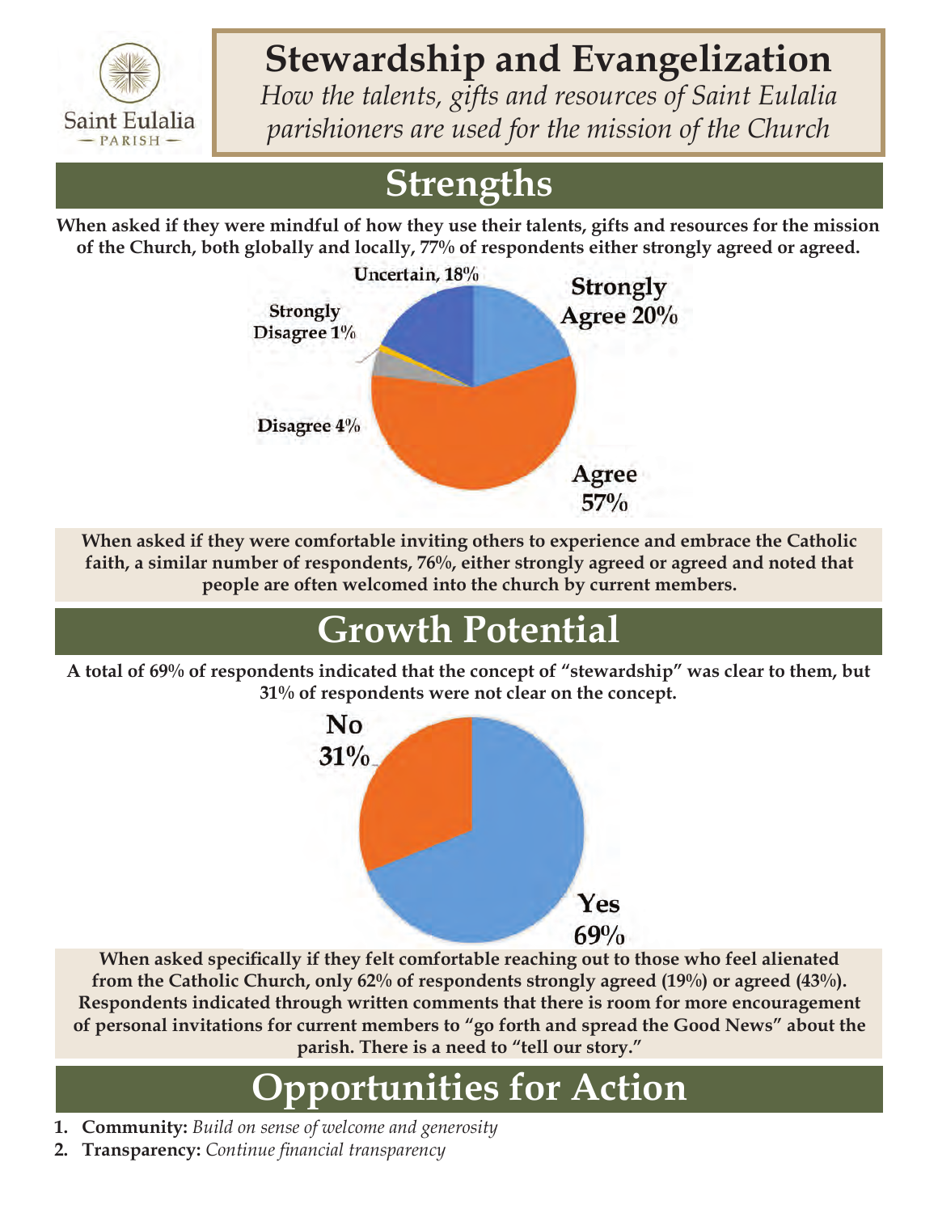Saint Eulalia
PARISH

# Stewardship and Evangelization

*How the talents, gifts and resources of Saint Eulalia parishioners are used for the mission of the Church*

## Strengths

**When asked if they were mindful of how they use their talents, gifts and resources for the mission of the Church, both globally and locally, 77% of respondents either strongly agreed or agreed.**

Uncertain, 18%
Strongly Agree 20%
Strongly Disagree 1%
Disagree 4%
Agree 57%

**When asked if they were comfortable inviting others to experience and embrace the Catholic faith, a similar number of respondents, 76%, either strongly agreed or agreed and noted that people are often welcomed into the church by current members.**

## Growth Potential

**A total of 69% of respondents indicated that the concept of "stewardship" was clear to them, but 31% of respondents were not clear on the concept.**

No 31%
Yes 69%

**When asked specifically if they felt comfortable reaching out to those who feel alienated from the Catholic Church, only 62% of respondents strongly agreed (19%) or agreed (43%). Respondents indicated through written comments that there is room for more encouragement of personal invitations for current members to "go forth and spread the Good News" about the parish. There is a need to "tell our story."**

## Opportunities for Action

1. **Community:** *Build on sense of welcome and generosity*
2. **Transparency:** *Continue financial transparency*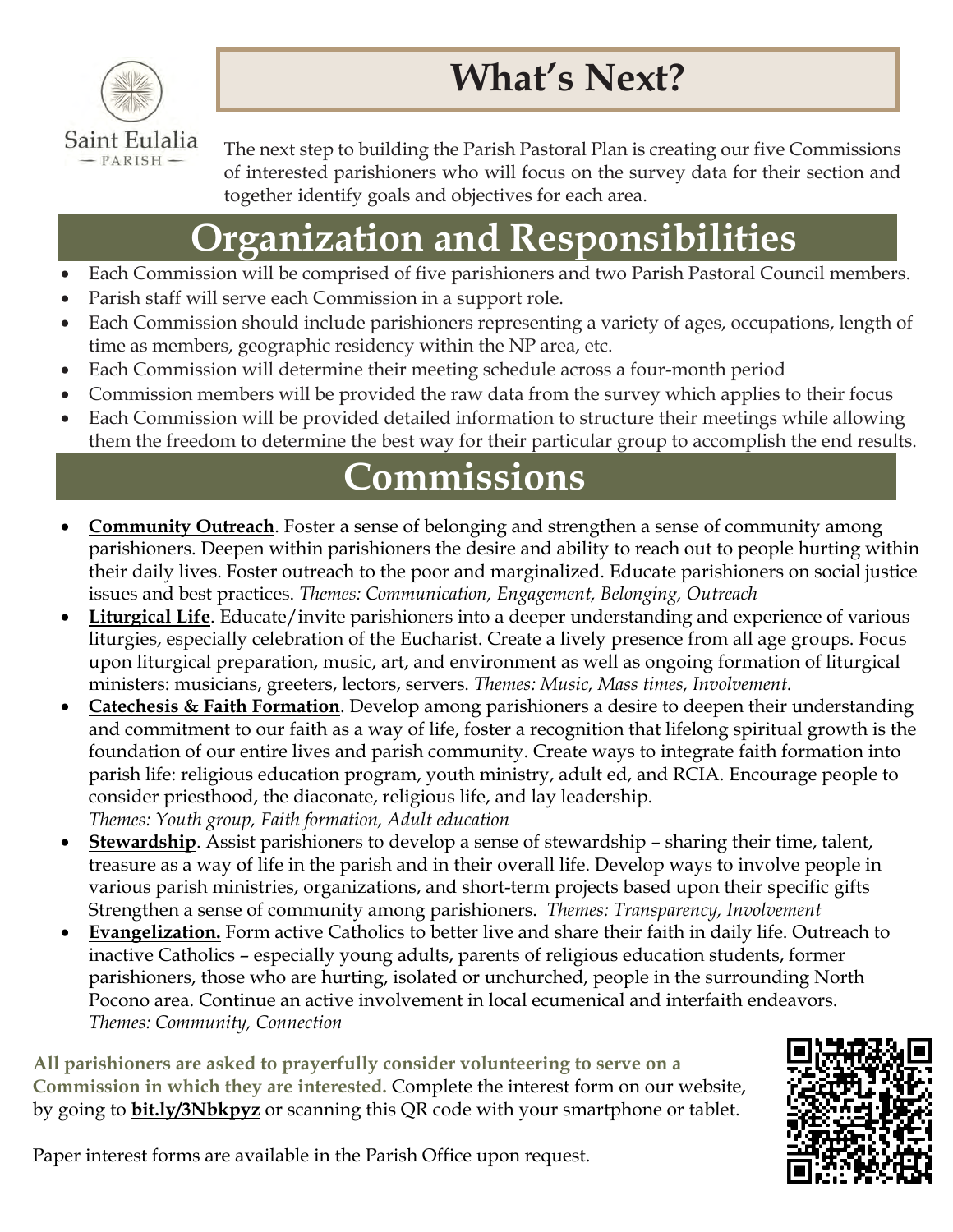Saint Eulalia
— PARISH —

# What's Next?

The next step to building the Parish Pastoral Plan is creating our five Commissions of interested parishioners who will focus on the survey data for their section and together identify goals and objectives for each area.

## Organization and Responsibilities

- Each Commission will be comprised of five parishioners and two Parish Pastoral Council members.
- Parish staff will serve each Commission in a support role.
- Each Commission should include parishioners representing a variety of ages, occupations, length of time as members, geographic residency within the NP area, etc.
- Each Commission will determine their meeting schedule across a four-month period
- Commission members will be provided the raw data from the survey which applies to their focus
- Each Commission will be provided detailed information to structure their meetings while allowing them the freedom to determine the best way for their particular group to accomplish the end results.

## Commissions

- **Community Outreach**. Foster a sense of belonging and strengthen a sense of community among parishioners. Deepen within parishioners the desire and ability to reach out to people hurting within their daily lives. Foster outreach to the poor and marginalized. Educate parishioners on social justice issues and best practices. *Themes: Communication, Engagement, Belonging, Outreach*
- **Liturgical Life**. Educate/invite parishioners into a deeper understanding and experience of various liturgies, especially celebration of the Eucharist. Create a lively presence from all age groups. Focus upon liturgical preparation, music, art, and environment as well as ongoing formation of liturgical ministers: musicians, greeters, lectors, servers. *Themes: Music, Mass times, Involvement.*
- **Catechesis & Faith Formation**. Develop among parishioners a desire to deepen their understanding and commitment to our faith as a way of life, foster a recognition that lifelong spiritual growth is the foundation of our entire lives and parish community. Create ways to integrate faith formation into parish life: religious education program, youth ministry, adult ed, and RCIA. Encourage people to consider priesthood, the diaconate, religious life, and lay leadership. *Themes: Youth group, Faith formation, Adult education*
- **Stewardship**. Assist parishioners to develop a sense of stewardship – sharing their time, talent, treasure as a way of life in the parish and in their overall life. Develop ways to involve people in various parish ministries, organizations, and short-term projects based upon their specific gifts Strengthen a sense of community among parishioners. *Themes: Transparency, Involvement*
- **Evangelization.** Form active Catholics to better live and share their faith in daily life. Outreach to inactive Catholics – especially young adults, parents of religious education students, former parishioners, those who are hurting, isolated or unchurched, people in the surrounding North Pocono area. Continue an active involvement in local ecumenical and interfaith endeavors. *Themes: Community, Connection*

**All parishioners are asked to prayerfully consider volunteering to serve on a Commission in which they are interested.** Complete the interest form on our website, by going to **bit.ly/3Nbkpyz** or scanning this QR code with your smartphone or tablet.

Paper interest forms are available in the Parish Office upon request.